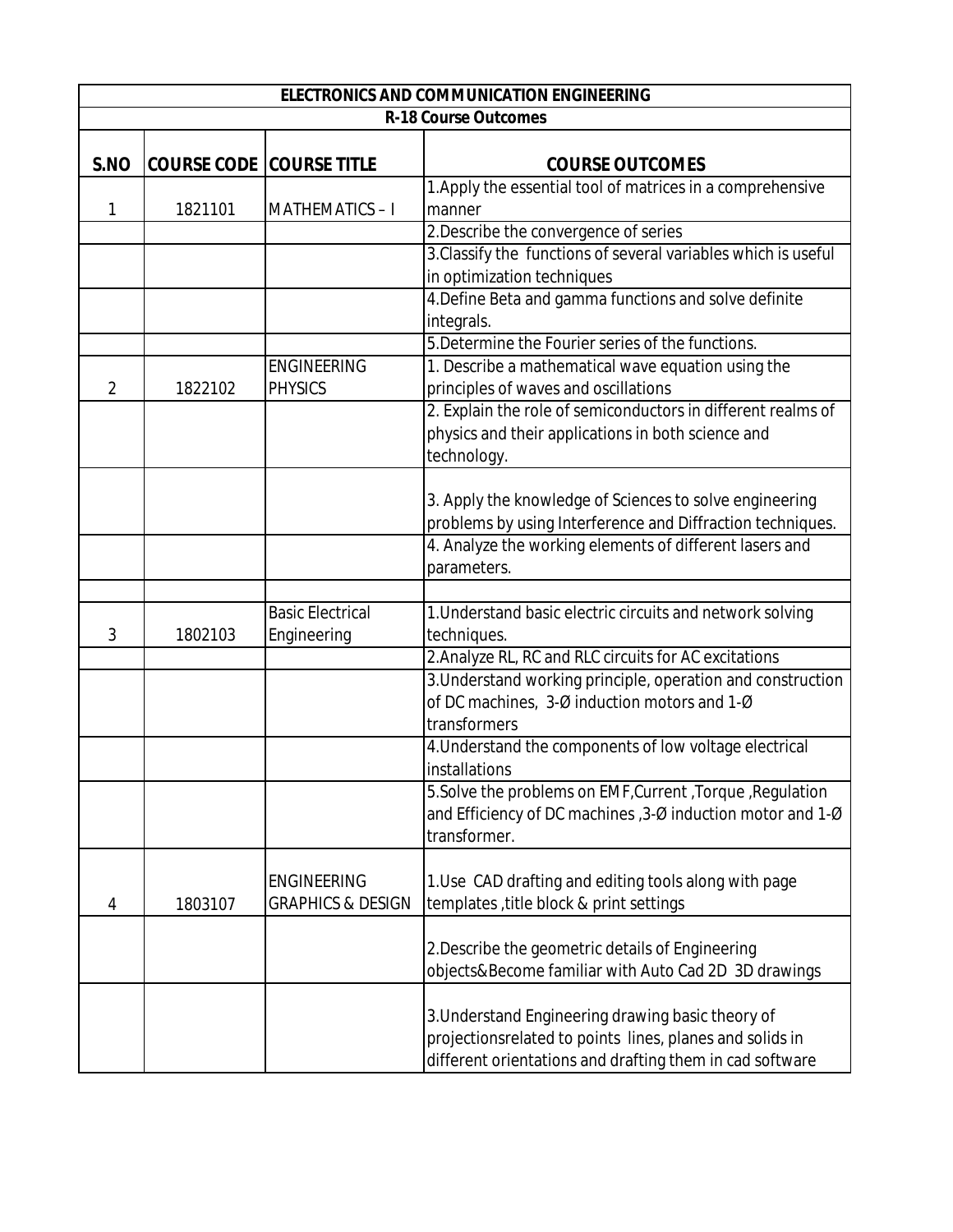| ELECTRONICS AND COMMUNICATION ENGINEERING | | | |
|---|---|---|---|
| R-18 Course Outcomes | | | |
| **S.NO** | **COURSE CODE** | **COURSE TITLE** | **COURSE OUTCOMES** |
| 1 | 1821101 | MATHEMATICS – I | 1.Apply the essential tool of matrices in a comprehensive manner |
| | | | 2.Describe the convergence of series |
| | | | 3.Classify the functions of several variables which is useful in optimization techniques |
| | | | 4.Define Beta and gamma functions and solve definite integrals. |
| | | | 5.Determine the Fourier series of the functions. |
| 2 | 1822102 | ENGINEERING PHYSICS | 1. Describe a mathematical wave equation using the principles of waves and oscillations |
| | | | 2. Explain the role of semiconductors in different realms of physics and their applications in both science and technology. |
| | | | 3. Apply the knowledge of Sciences to solve engineering problems by using Interference and Diffraction techniques. |
| | | | 4. Analyze the working elements of different lasers and parameters. |
| | | | |
| 3 | 1802103 | Basic Electrical Engineering | 1.Understand basic electric circuits and network solving techniques. |
| | | | 2.Analyze RL, RC and RLC circuits for AC excitations |
| | | | 3.Understand working principle, operation and construction of DC machines, 3-Ø induction motors and 1-Ø transformers |
| | | | 4.Understand the components of low voltage electrical installations |
| | | | 5.Solve the problems on EMF,Current ,Torque ,Regulation and Efficiency of DC machines ,3-Ø induction motor and 1-Ø transformer. |
| 4 | 1803107 | ENGINEERING GRAPHICS & DESIGN | 1.Use CAD drafting and editing tools along with page templates ,title block & print settings |
| | | | 2.Describe the geometric details of Engineering objects&Become familiar with Auto Cad 2D 3D drawings |
| | | | 3.Understand Engineering drawing basic theory of projectionsrelated to points lines, planes and solids in different orientations and drafting them in cad software |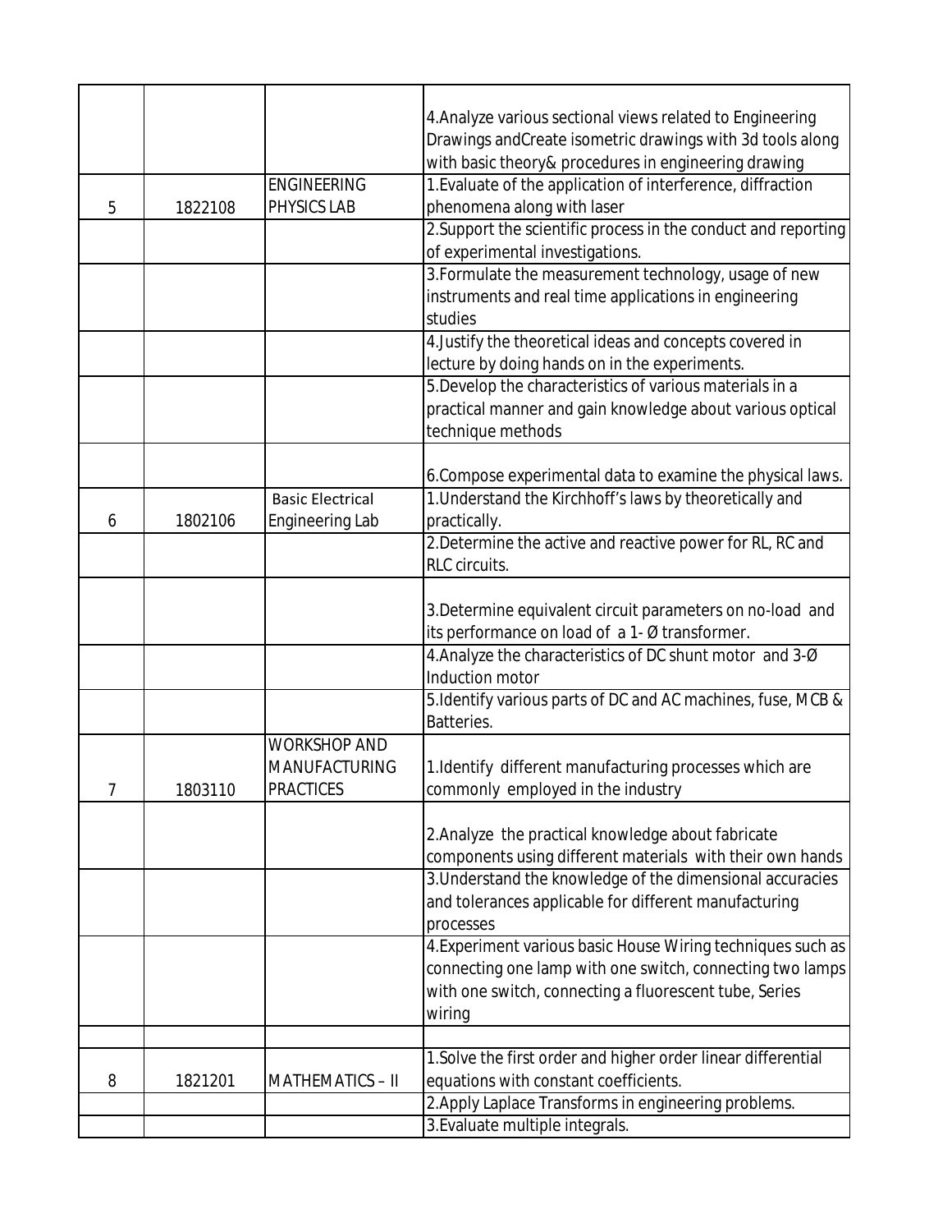| | | | |
|---|---|---|---|
| | | | 4.Analyze various sectional views related to Engineering Drawings andCreate isometric drawings with 3d tools along with basic theory& procedures in engineering drawing |
| 5 | 1822108 | ENGINEERING PHYSICS LAB | 1.Evaluate of the application of interference, diffraction phenomena along with laser |
| | | | 2.Support the scientific process in the conduct and reporting of experimental investigations. |
| | | | 3.Formulate the measurement technology, usage of new instruments and real time applications in engineering studies |
| | | | 4.Justify the theoretical ideas and concepts covered in lecture by doing hands on in the experiments. |
| | | | 5.Develop the characteristics of various materials in a practical manner and gain knowledge about various optical technique methods |
| | | | 6.Compose experimental data to examine the physical laws. |
| 6 | 1802106 | Basic Electrical Engineering Lab | 1.Understand the Kirchhoff's laws by theoretically and practically. |
| | | | 2.Determine the active and reactive power for RL, RC and RLC circuits. |
| | | | 3.Determine equivalent circuit parameters on no-load and its performance on load of a 1- Ø transformer. |
| | | | 4.Analyze the characteristics of DC shunt motor and 3-Ø Induction motor |
| | | | 5.Identify various parts of DC and AC machines, fuse, MCB & Batteries. |
| 7 | 1803110 | WORKSHOP AND MANUFACTURING PRACTICES | 1.Identify different manufacturing processes which are commonly employed in the industry |
| | | | 2.Analyze the practical knowledge about fabricate components using different materials with their own hands |
| | | | 3.Understand the knowledge of the dimensional accuracies and tolerances applicable for different manufacturing processes |
| | | | 4.Experiment various basic House Wiring techniques such as connecting one lamp with one switch, connecting two lamps with one switch, connecting a fluorescent tube, Series wiring |
| | | | |
| 8 | 1821201 | MATHEMATICS – II | 1.Solve the first order and higher order linear differential equations with constant coefficients. |
| | | | 2.Apply Laplace Transforms in engineering problems. |
| | | | 3.Evaluate multiple integrals. |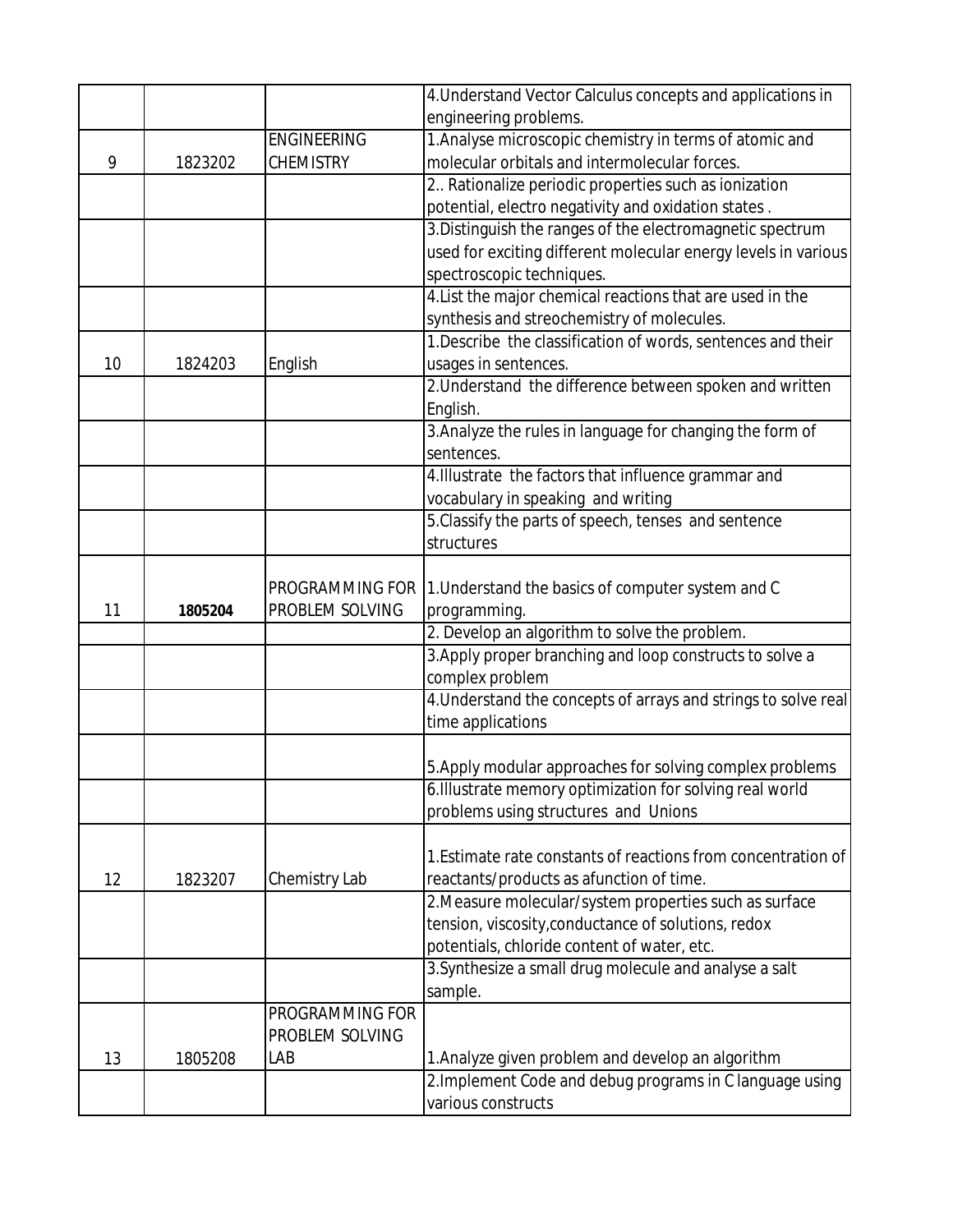| | | | |
|---|---|---|---|
| | | | 4.Understand Vector Calculus concepts and applications in engineering problems. |
| 9 | 1823202 | ENGINEERING CHEMISTRY | 1.Analyse microscopic chemistry in terms of atomic and molecular orbitals and intermolecular forces. |
| | | | 2.. Rationalize periodic properties such as ionization potential, electro negativity and oxidation states . |
| | | | 3.Distinguish the ranges of the electromagnetic spectrum used for exciting different molecular energy levels in various spectroscopic techniques. |
| | | | 4.List the major chemical reactions that are used in the synthesis and streochemistry of molecules. |
| 10 | 1824203 | English | 1.Describe the classification of words, sentences and their usages in sentences. |
| | | | 2.Understand the difference between spoken and written English. |
| | | | 3.Analyze the rules in language for changing the form of sentences. |
| | | | 4.Illustrate the factors that influence grammar and vocabulary in speaking and writing |
| | | | 5.Classify the parts of speech, tenses and sentence structures |
| 11 | **1805204** | PROGRAMMING FOR PROBLEM SOLVING | 1.Understand the basics of computer system and C programming. |
| | | | 2. Develop an algorithm to solve the problem. |
| | | | 3.Apply proper branching and loop constructs to solve a complex problem |
| | | | 4.Understand the concepts of arrays and strings to solve real time applications |
| | | | 5.Apply modular approaches for solving complex problems |
| | | | 6.Illustrate memory optimization for solving real world problems using structures and Unions |
| 12 | 1823207 | Chemistry Lab | 1.Estimate rate constants of reactions from concentration of reactants/products as afunction of time. |
| | | | 2.Measure molecular/system properties such as surface tension, viscosity,conductance of solutions, redox potentials, chloride content of water, etc. |
| | | | 3.Synthesize a small drug molecule and analyse a salt sample. |
| 13 | 1805208 | PROGRAMMING FOR PROBLEM SOLVING LAB | 1.Analyze given problem and develop an algorithm |
| | | | 2.Implement Code and debug programs in C language using various constructs |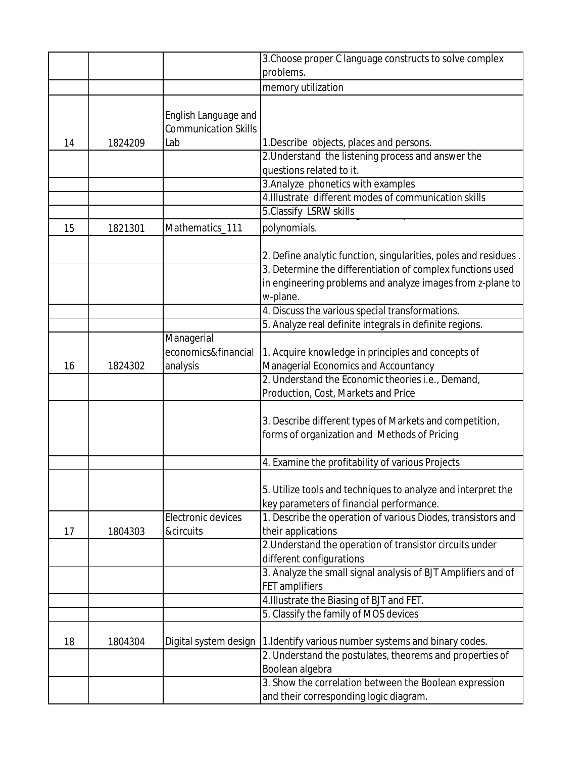| | | | |
|---|---|---|---|
| | | | 3.Choose proper C language constructs to solve complex problems. |
| | | | memory utilization |
| 14 | 1824209 | English Language and Communication Skills Lab | 1.Describe objects, places and persons. |
| | | | 2.Understand the listening process and answer the questions related to it. |
| | | | 3.Analyze phonetics with examples |
| | | | 4.Illustrate different modes of communication skills |
| | | | 5.Classify LSRW skills |
| 15 | 1821301 | Mathematics_111 | polynomials. |
| | | | 2. Define analytic function, singularities, poles and residues . |
| | | | 3. Determine the differentiation of complex functions used in engineering problems and analyze images from z-plane to w-plane. |
| | | | 4. Discuss the various special transformations. |
| | | | 5. Analyze real definite integrals in definite regions. |
| 16 | 1824302 | Managerial economics&financial analysis | 1. Acquire knowledge in principles and concepts of Managerial Economics and Accountancy |
| | | | 2. Understand the Economic theories i.e., Demand, Production, Cost, Markets and Price |
| | | | 3. Describe different types of Markets and competition, forms of organization and Methods of Pricing |
| | | | 4. Examine the profitability of various Projects |
| | | | 5. Utilize tools and techniques to analyze and interpret the key parameters of financial performance. |
| 17 | 1804303 | Electronic devices &circuits | 1. Describe the operation of various Diodes, transistors and their applications |
| | | | 2.Understand the operation of transistor circuits under different configurations |
| | | | 3. Analyze the small signal analysis of BJT Amplifiers and of FET amplifiers |
| | | | 4.Illustrate the Biasing of BJT and FET. |
| | | | 5. Classify the family of MOS devices |
| 18 | 1804304 | Digital system design | 1.Identify various number systems and binary codes. |
| | | | 2. Understand the postulates, theorems and properties of Boolean algebra |
| | | | 3. Show the correlation between the Boolean expression and their corresponding logic diagram. |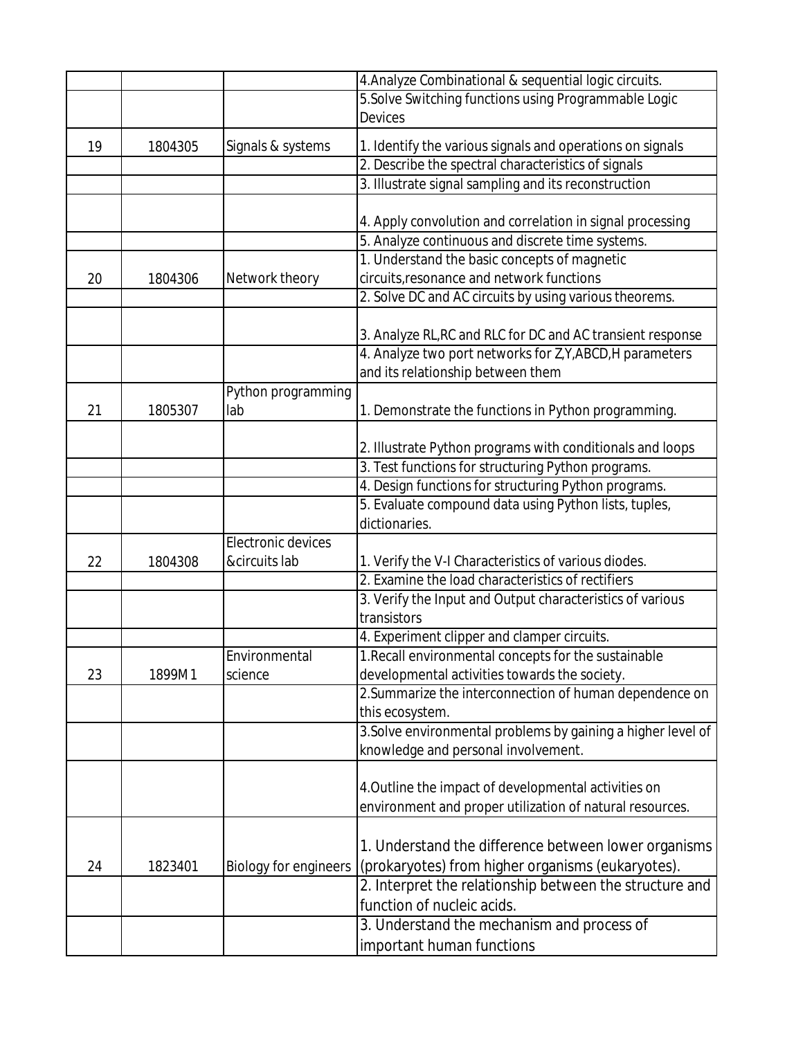| | | | |
|---|---|---|---|
| | | | 4.Analyze Combinational & sequential logic circuits. |
| | | | 5.Solve Switching functions using Programmable Logic Devices |
| 19 | 1804305 | Signals & systems | 1. Identify the various signals and operations on signals |
| | | | 2. Describe the spectral characteristics of signals |
| | | | 3. Illustrate signal sampling and its reconstruction |
| | | | 4. Apply convolution and correlation in signal processing |
| | | | 5. Analyze continuous and discrete time systems. |
| 20 | 1804306 | Network theory | 1. Understand the basic concepts of magnetic circuits,resonance and network functions |
| | | | 2. Solve DC and AC circuits by using various theorems. |
| | | | 3. Analyze RL,RC and RLC for DC and AC transient response |
| | | | 4. Analyze two port networks for Z,Y,ABCD,H parameters and its relationship between them |
| 21 | 1805307 | Python programming lab | 1. Demonstrate the functions in Python programming. |
| | | | 2. Illustrate Python programs with conditionals and loops |
| | | | 3. Test functions for structuring Python programs. |
| | | | 4. Design functions for structuring Python programs. |
| | | | 5. Evaluate compound data using Python lists, tuples, dictionaries. |
| 22 | 1804308 | Electronic devices &circuits lab | 1. Verify the V-I Characteristics of various diodes. |
| | | | 2. Examine the load characteristics of rectifiers |
| | | | 3. Verify the Input and Output characteristics of various transistors |
| | | | 4. Experiment clipper and clamper circuits. |
| 23 | 1899M1 | Environmental science | 1.Recall environmental concepts for the sustainable developmental activities towards the society. |
| | | | 2.Summarize the interconnection of human dependence on this ecosystem. |
| | | | 3.Solve environmental problems by gaining a higher level of knowledge and personal involvement. |
| | | | 4.Outline the impact of developmental activities on environment and proper utilization of natural resources. |
| 24 | 1823401 | Biology for engineers | 1. Understand the difference between lower organisms (prokaryotes) from higher organisms (eukaryotes). |
| | | | 2. Interpret the relationship between the structure and function of nucleic acids. |
| | | | 3. Understand the mechanism and process of important human functions |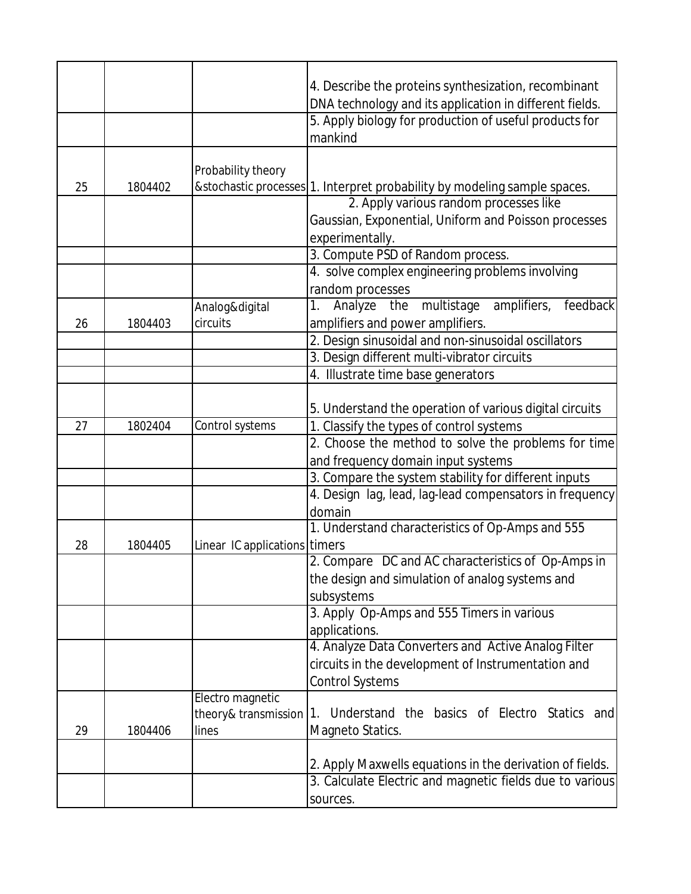| | | | |
|---|---|---|---|
| | | | 4. Describe the proteins synthesization, recombinant DNA technology and its application in different fields. |
| | | | 5. Apply biology for production of useful products for mankind |
| 25 | 1804402 | Probability theory &stochastic processes | 1. Interpret probability by modeling sample spaces. |
| | | | 2. Apply various random processes like Gaussian, Exponential, Uniform and Poisson processes experimentally. |
| | | | 3. Compute PSD of Random process. |
| | | | 4. solve complex engineering problems involving random processes |
| 26 | 1804403 | Analog&digital circuits | 1. Analyze the multistage amplifiers, feedback amplifiers and power amplifiers. |
| | | | 2. Design sinusoidal and non-sinusoidal oscillators |
| | | | 3. Design different multi-vibrator circuits |
| | | | 4. Illustrate time base generators |
| | | | 5. Understand the operation of various digital circuits |
| 27 | 1802404 | Control systems | 1. Classify the types of control systems |
| | | | 2. Choose the method to solve the problems for time and frequency domain input systems |
| | | | 3. Compare the system stability for different inputs |
| | | | 4. Design lag, lead, lag-lead compensators in frequency domain |
| 28 | 1804405 | Linear IC applications | 1. Understand characteristics of Op-Amps and 555 timers |
| | | | 2. Compare DC and AC characteristics of Op-Amps in the design and simulation of analog systems and subsystems |
| | | | 3. Apply Op-Amps and 555 Timers in various applications. |
| | | | 4. Analyze Data Converters and Active Analog Filter circuits in the development of Instrumentation and Control Systems |
| 29 | 1804406 | Electro magnetic theory& transmission lines | 1. Understand the basics of Electro Statics and Magneto Statics. |
| | | | 2. Apply Maxwells equations in the derivation of fields. |
| | | | 3. Calculate Electric and magnetic fields due to various sources. |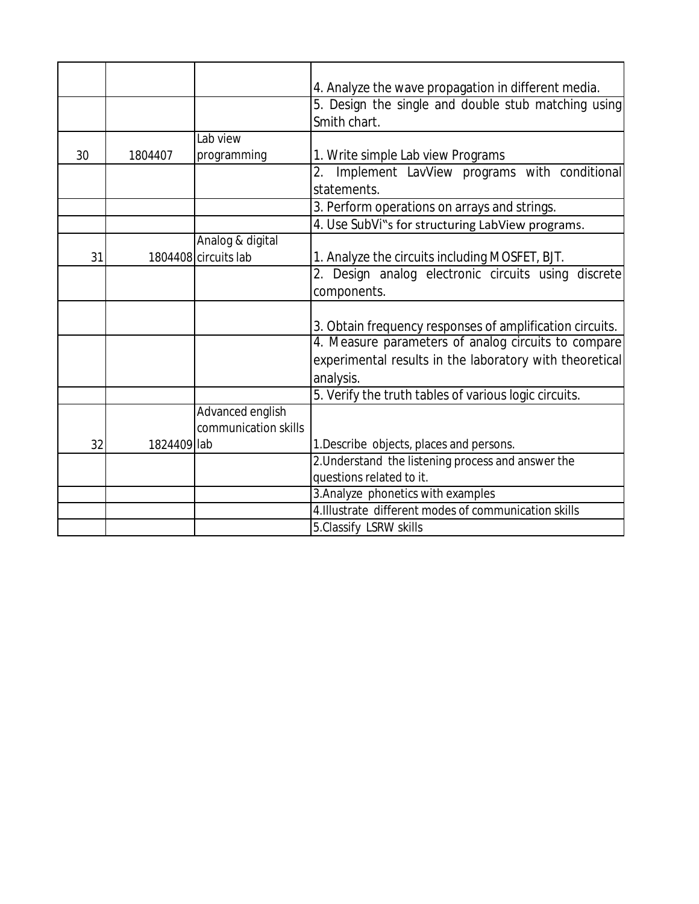| | | | |
|---|---|---|---|
| | | | 4. Analyze the wave propagation in different media. |
| | | | 5. Design the single and double stub matching using Smith chart. |
| 30 | 1804407 | Lab view programming | 1. Write simple Lab view Programs |
| | | | 2. Implement LavView programs with conditional statements. |
| | | | 3. Perform operations on arrays and strings. |
| | | | 4. Use SubVi"s for structuring LabView programs. |
| 31 | 1804408 | Analog & digital circuits lab | 1. Analyze the circuits including MOSFET, BJT. |
| | | | 2. Design analog electronic circuits using discrete components. |
| | | | 3. Obtain frequency responses of amplification circuits. |
| | | | 4. Measure parameters of analog circuits to compare experimental results in the laboratory with theoretical analysis. |
| | | | 5. Verify the truth tables of various logic circuits. |
| 32 | 1824409 | Advanced english communication skills lab | 1.Describe objects, places and persons. |
| | | | 2.Understand the listening process and answer the questions related to it. |
| | | | 3.Analyze phonetics with examples |
| | | | 4.Illustrate different modes of communication skills |
| | | | 5.Classify LSRW skills |